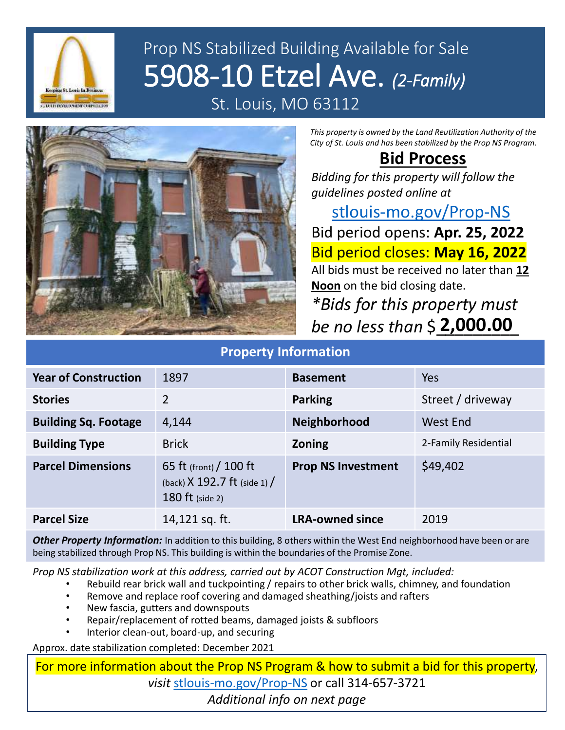# Prop NS Stabilized Building Available for Sale

# 5908-10 Etzel Ave. *(2-Family)*

St. Louis, MO 63112

*This property is owned by the Land Reutilization Authority of the City of St. Louis and has been stabilized by the Prop NS Program.*

## Bid Process

*Bidding for this property will follow the guidelines posted online at*

stlouis-mo.gov/Prop-NS

Bid period opens: **Apr. 25, 2022**

Bid period closes: **May 16, 2022**

All bids must be received no later than **12 Noon** on the bid closing date.

**\*Bids for this property must be no less than $ 2,000.00**

## Property Information

| Year of Construction | 1897 | Basement | Yes |
|---|---|---|---|
| Stories | 2 | Parking | Street / driveway |
| Building Sq. Footage | 4,144 | Neighborhood | West End |
| Building Type | Brick | Zoning | 2-Family Residential |
| Parcel Dimensions | 65 ft (front) / 100 ft (back) X 192.7 ft (side 1) / 180 ft (side 2) | Prop NS Investment | $49,402 |
| Parcel Size | 14,121 sq. ft. | LRA-owned since | 2019 |

***Other Property Information:*** In addition to this building, 8 others within the West End neighborhood have been or are being stabilized through Prop NS. This building is within the boundaries of the Promise Zone.

*Prop NS stabilization work at this address, carried out by ACOT Construction Mgt, included:*

- Rebuild rear brick wall and tuckpointing / repairs to other brick walls, chimney, and foundation
- Remove and replace roof covering and damaged sheathing/joists and rafters
- New fascia, gutters and downspouts
- Repair/replacement of rotted beams, damaged joists & subfloors
- Interior clean-out, board-up, and securing

Approx. date stabilization completed: December 2021

For more information about the Prop NS Program & how to submit a bid for this property, *visit* stlouis-mo.gov/Prop-NS or call 314-657-3721

*Additional info on next page*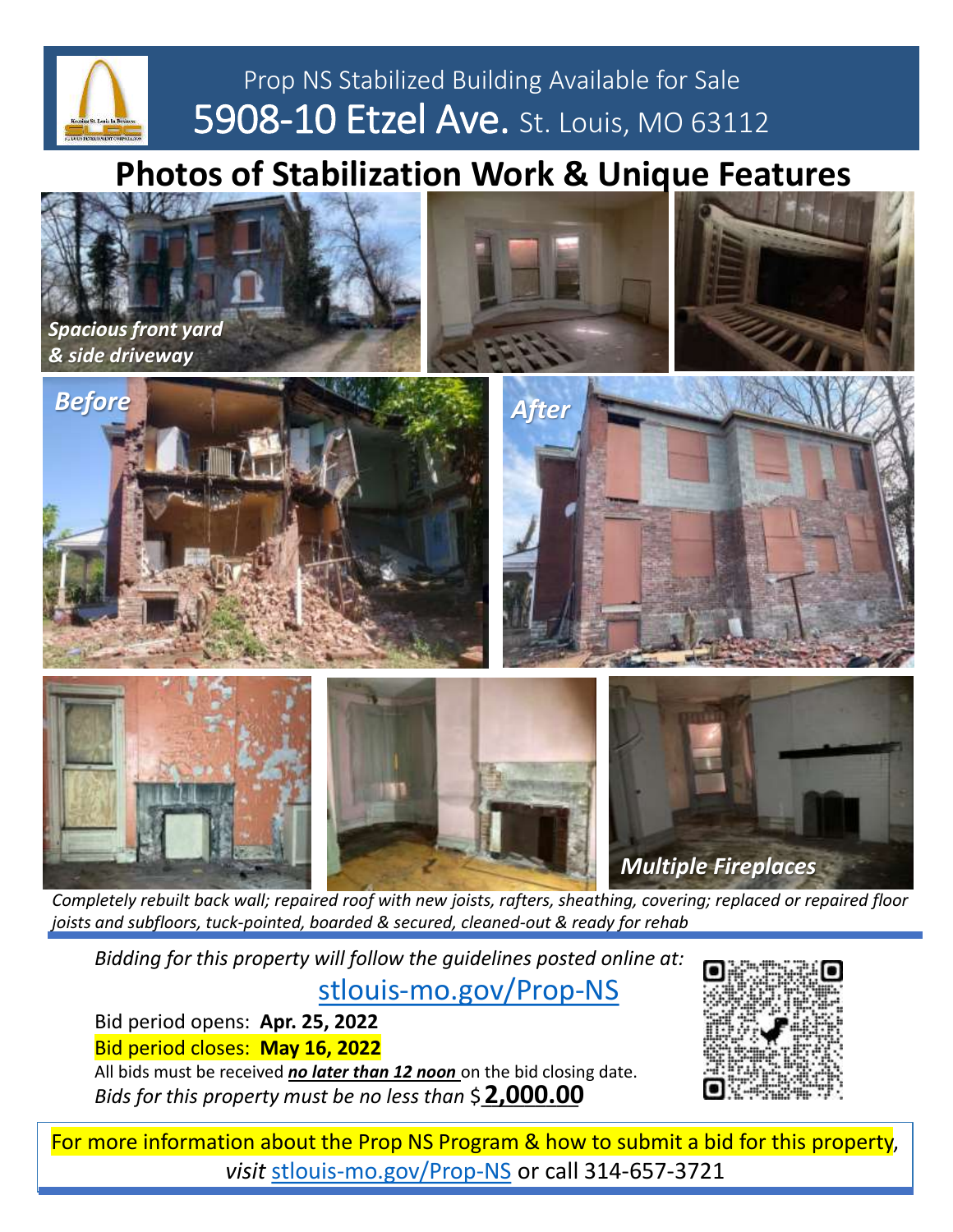# Prop NS Stabilized Building Available for Sale

# 5908-10 Etzel Ave. St. Louis, MO 63112

## Photos of Stabilization Work & Unique Features

*Spacious front yard & side driveway*

*Before*

*After*

*Multiple Fireplaces*

*Completely rebuilt back wall; repaired roof with new joists, rafters, sheathing, covering; replaced or repaired floor joists and subfloors, tuck-pointed, boarded & secured, cleaned-out & ready for rehab*

*Bidding for this property will follow the guidelines posted online at:*

stlouis-mo.gov/Prop-NS

Bid period opens: **Apr. 25, 2022**

Bid period closes: **May 16, 2022**

All bids must be received ***no later than 12 noon*** on the bid closing date.

*Bids for this property must be no less than* $**2,000.00**

For more information about the Prop NS Program & how to submit a bid for this property, *visit* stlouis-mo.gov/Prop-NS or call 314-657-3721